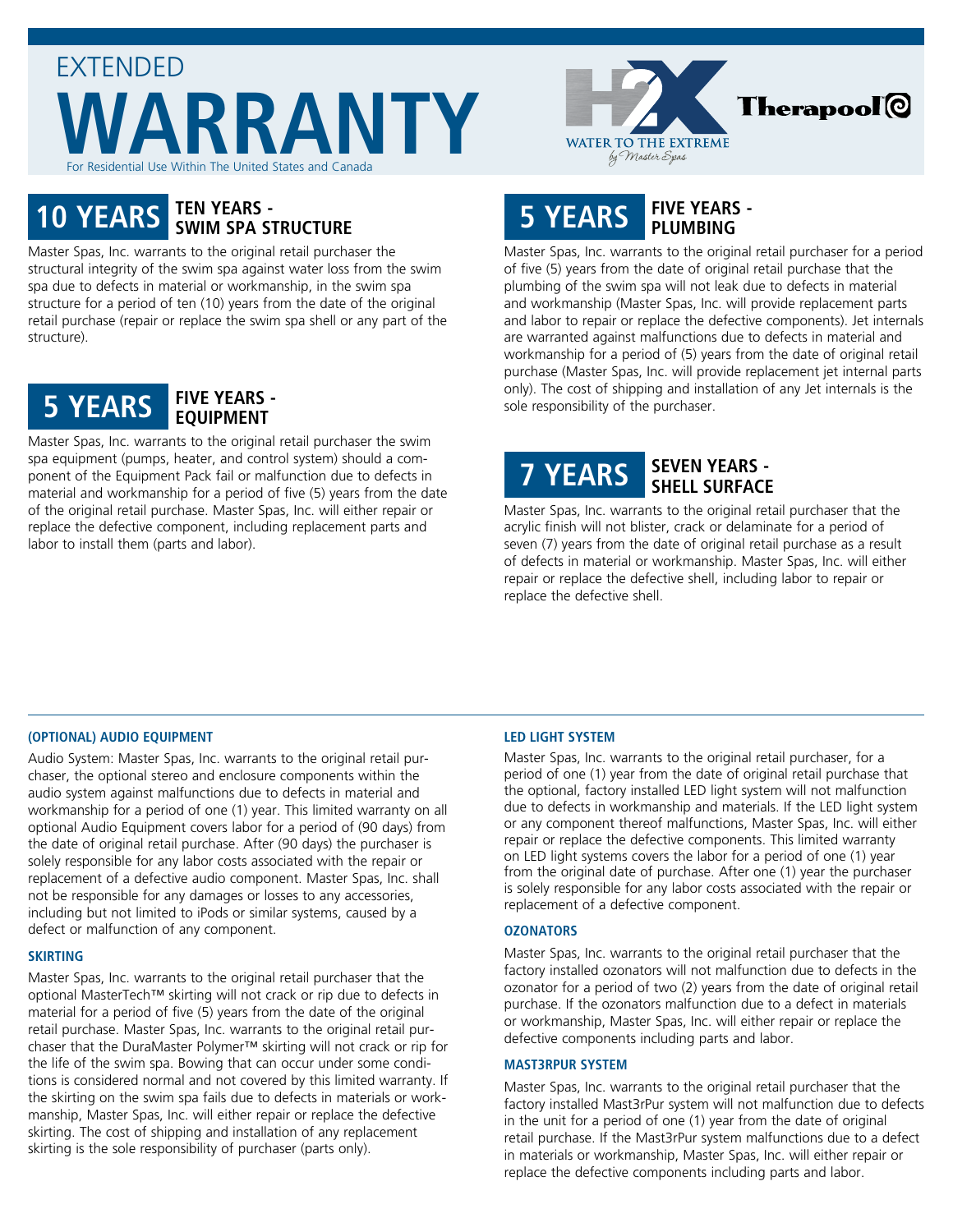# EXTENDED WARRANTY

For Residential Use Within The United States and Canada

H2X WATER TO THE EXTREME by Master Spas

Therapool

## 10 YEARS — TEN YEARS - SWIM SPA STRUCTURE

Master Spas, Inc. warrants to the original retail purchaser the structural integrity of the swim spa against water loss from the swim spa due to defects in material or workmanship, in the swim spa structure for a period of ten (10) years from the date of the original retail purchase (repair or replace the swim spa shell or any part of the structure).

## 5 YEARS — FIVE YEARS - EQUIPMENT

Master Spas, Inc. warrants to the original retail purchaser the swim spa equipment (pumps, heater, and control system) should a component of the Equipment Pack fail or malfunction due to defects in material and workmanship for a period of five (5) years from the date of the original retail purchase. Master Spas, Inc. will either repair or replace the defective component, including replacement parts and labor to install them (parts and labor).

## 5 YEARS — FIVE YEARS - PLUMBING

Master Spas, Inc. warrants to the original retail purchaser for a period of five (5) years from the date of original retail purchase that the plumbing of the swim spa will not leak due to defects in material and workmanship (Master Spas, Inc. will provide replacement parts and labor to repair or replace the defective components). Jet internals are warranted against malfunctions due to defects in material and workmanship for a period of (5) years from the date of original retail purchase (Master Spas, Inc. will provide replacement jet internal parts only). The cost of shipping and installation of any Jet internals is the sole responsibility of the purchaser.

## 7 YEARS — SEVEN YEARS - SHELL SURFACE

Master Spas, Inc. warrants to the original retail purchaser that the acrylic finish will not blister, crack or delaminate for a period of seven (7) years from the date of original retail purchase as a result of defects in material or workmanship. Master Spas, Inc. will either repair or replace the defective shell, including labor to repair or replace the defective shell.

---

### (OPTIONAL) AUDIO EQUIPMENT

Audio System: Master Spas, Inc. warrants to the original retail purchaser, the optional stereo and enclosure components within the audio system against malfunctions due to defects in material and workmanship for a period of one (1) year. This limited warranty on all optional Audio Equipment covers labor for a period of (90 days) from the date of original retail purchase. After (90 days) the purchaser is solely responsible for any labor costs associated with the repair or replacement of a defective audio component. Master Spas, Inc. shall not be responsible for any damages or losses to any accessories, including but not limited to iPods or similar systems, caused by a defect or malfunction of any component.

### SKIRTING

Master Spas, Inc. warrants to the original retail purchaser that the optional MasterTech™ skirting will not crack or rip due to defects in material for a period of five (5) years from the date of the original retail purchase. Master Spas, Inc. warrants to the original retail purchaser that the DuraMaster Polymer™ skirting will not crack or rip for the life of the swim spa. Bowing that can occur under some conditions is considered normal and not covered by this limited warranty. If the skirting on the swim spa fails due to defects in materials or workmanship, Master Spas, Inc. will either repair or replace the defective skirting. The cost of shipping and installation of any replacement skirting is the sole responsibility of purchaser (parts only).

### LED LIGHT SYSTEM

Master Spas, Inc. warrants to the original retail purchaser, for a period of one (1) year from the date of original retail purchase that the optional, factory installed LED light system will not malfunction due to defects in workmanship and materials. If the LED light system or any component thereof malfunctions, Master Spas, Inc. will either repair or replace the defective components. This limited warranty on LED light systems covers the labor for a period of one (1) year from the original date of purchase. After one (1) year the purchaser is solely responsible for any labor costs associated with the repair or replacement of a defective component.

### OZONATORS

Master Spas, Inc. warrants to the original retail purchaser that the factory installed ozonators will not malfunction due to defects in the ozonator for a period of two (2) years from the date of original retail purchase. If the ozonators malfunction due to a defect in materials or workmanship, Master Spas, Inc. will either repair or replace the defective components including parts and labor.

### MAST3RPUR SYSTEM

Master Spas, Inc. warrants to the original retail purchaser that the factory installed Mast3rPur system will not malfunction due to defects in the unit for a period of one (1) year from the date of original retail purchase. If the Mast3rPur system malfunctions due to a defect in materials or workmanship, Master Spas, Inc. will either repair or replace the defective components including parts and labor.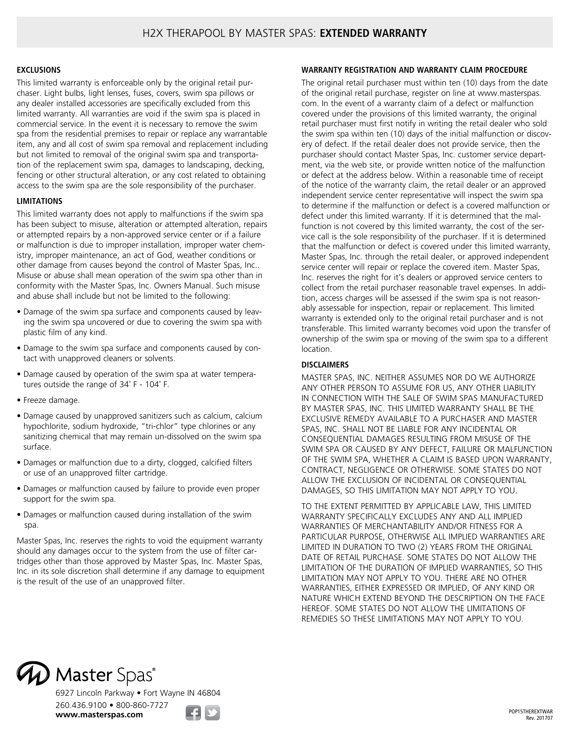# H2X THERAPOOL BY MASTER SPAS: **EXTENDED WARRANTY**

## EXCLUSIONS

This limited warranty is enforceable only by the original retail purchaser. Light bulbs, light lenses, fuses, covers, swim spa pillows or any dealer installed accessories are specifically excluded from this limited warranty. All warranties are void if the swim spa is placed in commercial service. In the event it is necessary to remove the swim spa from the residential premises to repair or replace any warrantable item, any and all cost of swim spa removal and replacement including but not limited to removal of the original swim spa and transportation of the replacement swim spa, damages to landscaping, decking, fencing or other structural alteration, or any cost related to obtaining access to the swim spa are the sole responsibility of the purchaser.

## LIMITATIONS

This limited warranty does not apply to malfunctions if the swim spa has been subject to misuse, alteration or attempted alteration, repairs or attempted repairs by a non-approved service center or if a failure or malfunction is due to improper installation, improper water chemistry, improper maintenance, an act of God, weather conditions or other damage from causes beyond the control of Master Spas, Inc.. Misuse or abuse shall mean operation of the swim spa other than in conformity with the Master Spas, Inc. Owners Manual. Such misuse and abuse shall include but not be limited to the following:

- Damage of the swim spa surface and components caused by leaving the swim spa uncovered or due to covering the swim spa with plastic film of any kind.
- Damage to the swim spa surface and components caused by contact with unapproved cleaners or solvents.
- Damage caused by operation of the swim spa at water temperatures outside the range of 34° F - 104° F.
- Freeze damage.
- Damage caused by unapproved sanitizers such as calcium, calcium hypochlorite, sodium hydroxide, "tri-chlor" type chlorines or any sanitizing chemical that may remain un-dissolved on the swim spa surface.
- Damages or malfunction due to a dirty, clogged, calcified filters or use of an unapproved filter cartridge.
- Damages or malfunction caused by failure to provide even proper support for the swim spa.
- Damages or malfunction caused during installation of the swim spa.

Master Spas, Inc. reserves the rights to void the equipment warranty should any damages occur to the system from the use of filter cartridges other than those approved by Master Spas, Inc. Master Spas, Inc. in its sole discretion shall determine if any damage to equipment is the result of the use of an unapproved filter.

## WARRANTY REGISTRATION AND WARRANTY CLAIM PROCEDURE

The original retail purchaser must within ten (10) days from the date of the original retail purchase, register on line at www.masterspas.com. In the event of a warranty claim of a defect or malfunction covered under the provisions of this limited warranty, the original retail purchaser must first notify in writing the retail dealer who sold the swim spa within ten (10) days of the initial malfunction or discovery of defect. If the retail dealer does not provide service, then the purchaser should contact Master Spas, Inc. customer service department, via the web site, or provide written notice of the malfunction or defect at the address below. Within a reasonable time of receipt of the notice of the warranty claim, the retail dealer or an approved independent service center representative will inspect the swim spa to determine if the malfunction or defect is a covered malfunction or defect under this limited warranty. If it is determined that the malfunction is not covered by this limited warranty, the cost of the service call is the sole responsibility of the purchaser. If it is determined that the malfunction or defect is covered under this limited warranty, Master Spas, Inc. through the retail dealer, or approved independent service center will repair or replace the covered item. Master Spas, Inc. reserves the right for it's dealers or approved service centers to collect from the retail purchaser reasonable travel expenses. In addition, access charges will be assessed if the swim spa is not reasonably assessable for inspection, repair or replacement. This limited warranty is extended only to the original retail purchaser and is not transferable. This limited warranty becomes void upon the transfer of ownership of the swim spa or moving of the swim spa to a different location.

## DISCLAIMERS

MASTER SPAS, INC. NEITHER ASSUMES NOR DO WE AUTHORIZE ANY OTHER PERSON TO ASSUME FOR US, ANY OTHER LIABILITY IN CONNECTION WITH THE SALE OF SWIM SPAS MANUFACTURED BY MASTER SPAS, INC. THIS LIMITED WARRANTY SHALL BE THE EXCLUSIVE REMEDY AVAILABLE TO A PURCHASER AND MASTER SPAS, INC. SHALL NOT BE LIABLE FOR ANY INCIDENTAL OR CONSEQUENTIAL DAMAGES RESULTING FROM MISUSE OF THE SWIM SPA OR CAUSED BY ANY DEFECT, FAILURE OR MALFUNCTION OF THE SWIM SPA, WHETHER A CLAIM IS BASED UPON WARRANTY, CONTRACT, NEGLIGENCE OR OTHERWISE. SOME STATES DO NOT ALLOW THE EXCLUSION OF INCIDENTAL OR CONSEQUENTIAL DAMAGES, SO THIS LIMITATION MAY NOT APPLY TO YOU.

TO THE EXTENT PERMITTED BY APPLICABLE LAW, THIS LIMITED WARRANTY SPECIFICALLY EXCLUDES ANY AND ALL IMPLIED WARRANTIES OF MERCHANTABILITY AND/OR FITNESS FOR A PARTICULAR PURPOSE, OTHERWISE ALL IMPLIED WARRANTIES ARE LIMITED IN DURATION TO TWO (2) YEARS FROM THE ORIGINAL DATE OF RETAIL PURCHASE. SOME STATES DO NOT ALLOW THE LIMITATION OF THE DURATION OF IMPLIED WARRANTIES, SO THIS LIMITATION MAY NOT APPLY TO YOU. THERE ARE NO OTHER WARRANTIES, EITHER EXPRESSED OR IMPLIED, OF ANY KIND OR NATURE WHICH EXTEND BEYOND THE DESCRIPTION ON THE FACE HEREOF. SOME STATES DO NOT ALLOW THE LIMITATIONS OF REMEDIES SO THESE LIMITATIONS MAY NOT APPLY TO YOU.

Master Spas®

6927 Lincoln Parkway • Fort Wayne IN 46804

260.436.9100 • 800-860-7727

**www.masterspas.com**

POP15THEREXTWAR
Rev. 201707